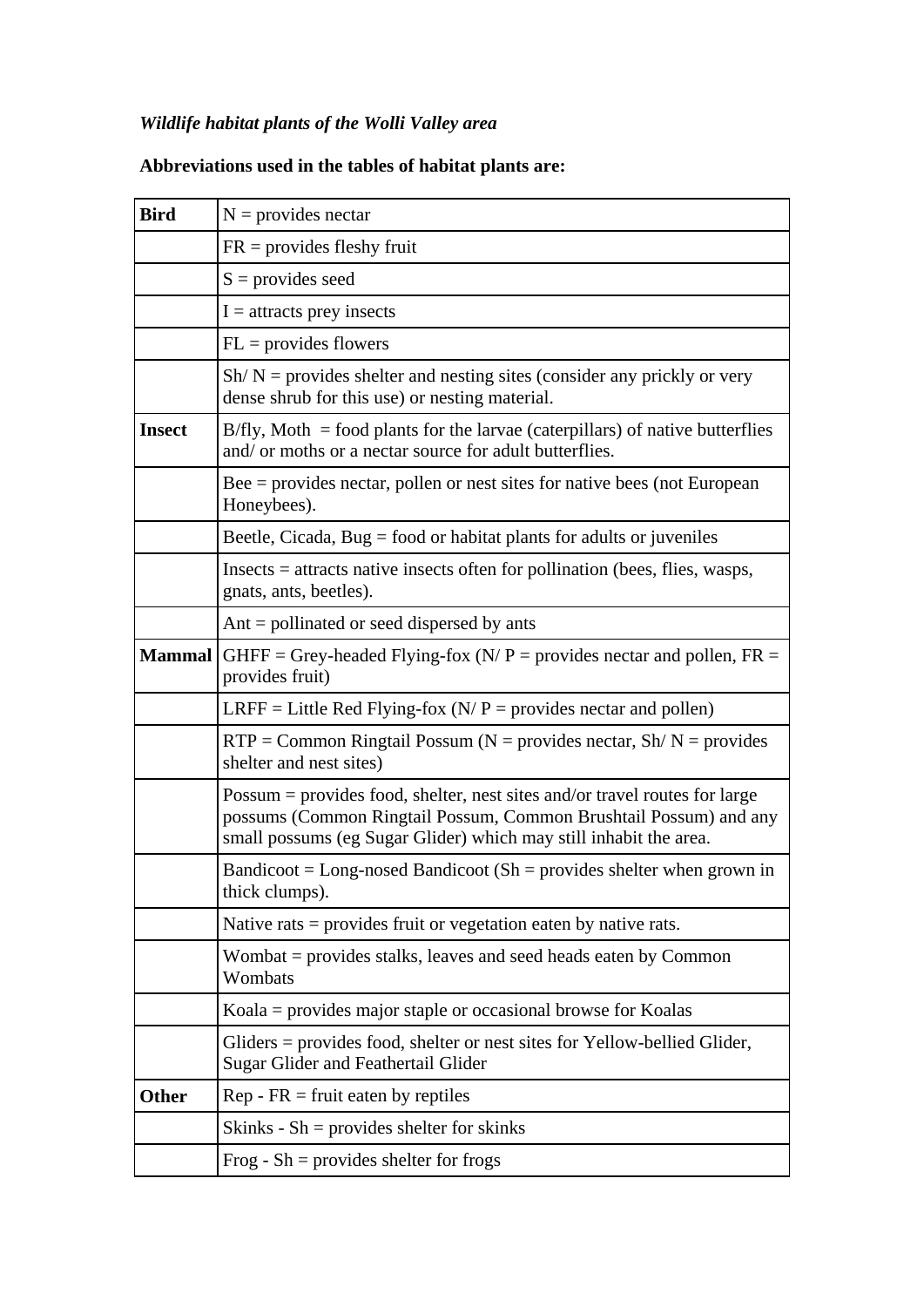*Wildlife habitat plants of the Wolli Valley area*

**Abbreviations used in the tables of habitat plants are:**

| | |
|---|---|
| **Bird** | N = provides nectar |
| | FR = provides fleshy fruit |
| | S = provides seed |
| | I = attracts prey insects |
| | FL = provides flowers |
| | Sh/ N = provides shelter and nesting sites (consider any prickly or very dense shrub for this use) or nesting material. |
| **Insect** | B/fly, Moth = food plants for the larvae (caterpillars) of native butterflies and/ or moths or a nectar source for adult butterflies. |
| | Bee = provides nectar, pollen or nest sites for native bees (not European Honeybees). |
| | Beetle, Cicada, Bug = food or habitat plants for adults or juveniles |
| | Insects = attracts native insects often for pollination (bees, flies, wasps, gnats, ants, beetles). |
| | Ant = pollinated or seed dispersed by ants |
| **Mammal** | GHFF = Grey-headed Flying-fox (N/ P = provides nectar and pollen, FR = provides fruit) |
| | LRFF = Little Red Flying-fox (N/ P = provides nectar and pollen) |
| | RTP = Common Ringtail Possum (N = provides nectar, Sh/ N = provides shelter and nest sites) |
| | Possum = provides food, shelter, nest sites and/or travel routes for large possums (Common Ringtail Possum, Common Brushtail Possum) and any small possums (eg Sugar Glider) which may still inhabit the area. |
| | Bandicoot = Long-nosed Bandicoot (Sh = provides shelter when grown in thick clumps). |
| | Native rats = provides fruit or vegetation eaten by native rats. |
| | Wombat = provides stalks, leaves and seed heads eaten by Common Wombats |
| | Koala = provides major staple or occasional browse for Koalas |
| | Gliders = provides food, shelter or nest sites for Yellow-bellied Glider, Sugar Glider and Feathertail Glider |
| **Other** | Rep - FR = fruit eaten by reptiles |
| | Skinks - Sh = provides shelter for skinks |
| | Frog - Sh = provides shelter for frogs |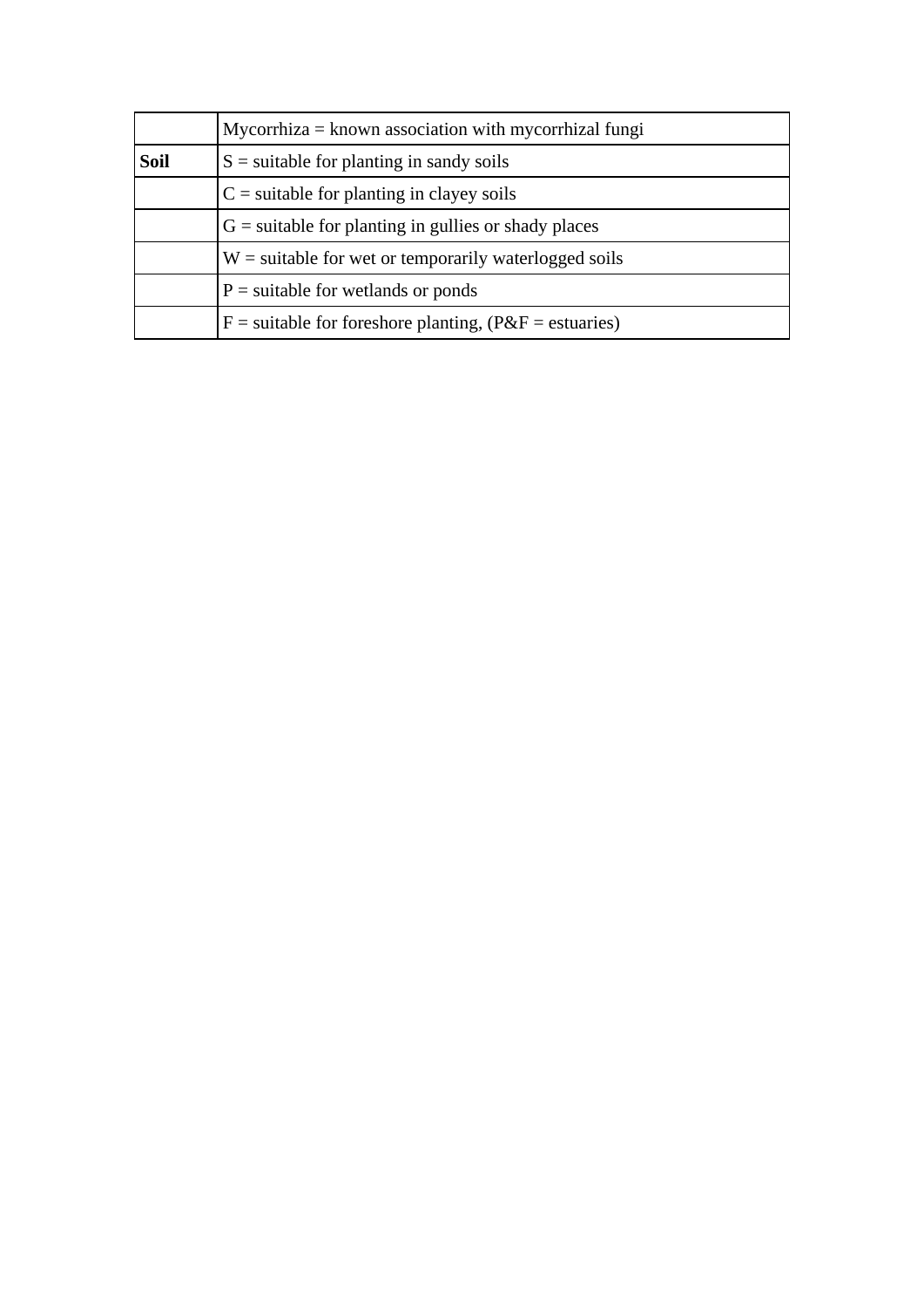| | |
|---|---|
| | Mycorrhiza = known association with mycorrhizal fungi |
| **Soil** | S = suitable for planting in sandy soils |
| | C = suitable for planting in clayey soils |
| | G = suitable for planting in gullies or shady places |
| | W = suitable for wet or temporarily waterlogged soils |
| | P = suitable for wetlands or ponds |
| | F = suitable for foreshore planting, (P&F = estuaries) |